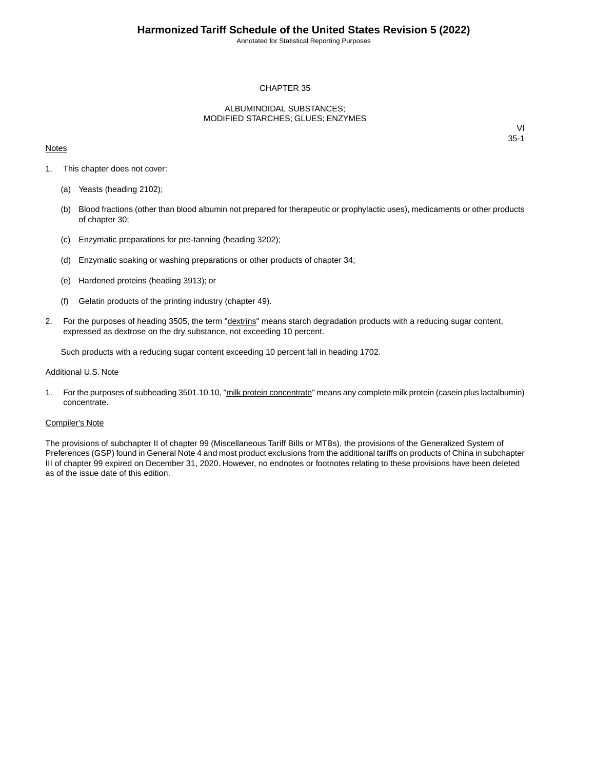# CHAPTER 35

## ALBUMINOIDAL SUBSTANCES; MODIFIED STARCHES; GLUES; ENZYMES

VI
35-1

Notes

1. This chapter does not cover:

   (a) Yeasts (heading 2102);

   (b) Blood fractions (other than blood albumin not prepared for therapeutic or prophylactic uses), medicaments or other products of chapter 30;

   (c) Enzymatic preparations for pre-tanning (heading 3202);

   (d) Enzymatic soaking or washing preparations or other products of chapter 34;

   (e) Hardened proteins (heading 3913); or

   (f) Gelatin products of the printing industry (chapter 49).

2. For the purposes of heading 3505, the term "dextrins" means starch degradation products with a reducing sugar content, expressed as dextrose on the dry substance, not exceeding 10 percent.

   Such products with a reducing sugar content exceeding 10 percent fall in heading 1702.

Additional U.S. Note

1. For the purposes of subheading 3501.10.10, "milk protein concentrate" means any complete milk protein (casein plus lactalbumin) concentrate.

Compiler's Note

The provisions of subchapter II of chapter 99 (Miscellaneous Tariff Bills or MTBs), the provisions of the Generalized System of Preferences (GSP) found in General Note 4 and most product exclusions from the additional tariffs on products of China in subchapter III of chapter 99 expired on December 31, 2020. However, no endnotes or footnotes relating to these provisions have been deleted as of the issue date of this edition.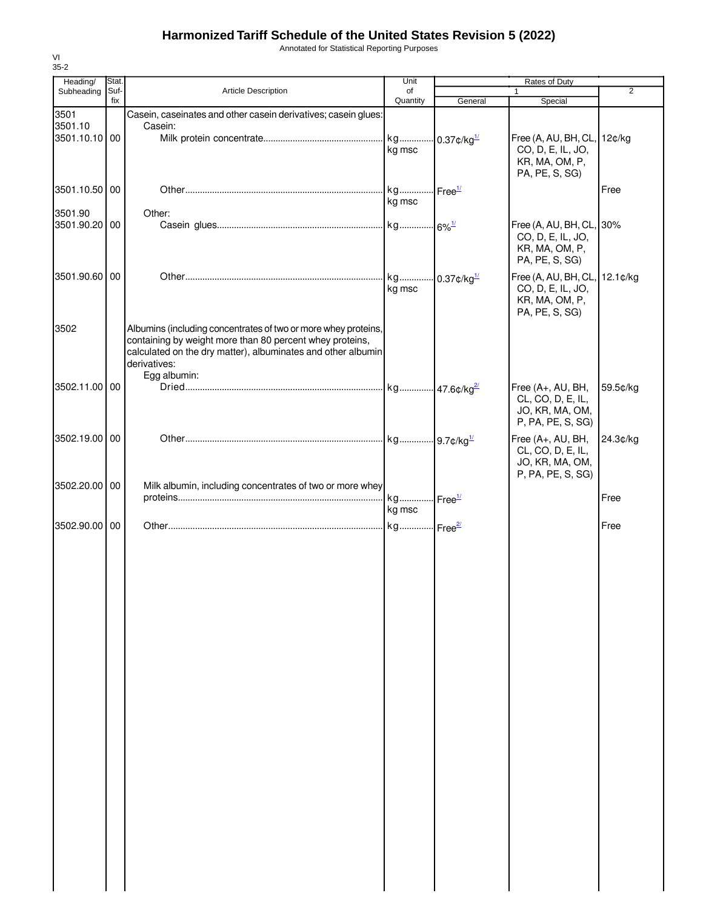# Harmonized Tariff Schedule of the United States Revision 5 (2022)

Annotated for Statistical Reporting Purposes

VI
35-2

| Heading/ Subheading | Stat. Suf- fix | Article Description | Unit of Quantity | Rates of Duty 1 General | Special | 2 |
|---|---|---|---|---|---|---|
| 3501 | | Casein, caseinates and other casein derivatives; casein glues: | | | | |
| 3501.10 | | Casein: | | | | |
| 3501.10.10 | 00 | Milk protein concentrate | kg kg msc | 0.37¢/kg[1/] | Free (A, AU, BH, CL, CO, D, E, IL, JO, KR, MA, OM, P, PA, PE, S, SG) | 12¢/kg |
| 3501.10.50 | 00 | Other | kg kg msc | Free[1/] | | Free |
| 3501.90 | | Other: | | | | |
| 3501.90.20 | 00 | Casein glues | kg | 6%[1/] | Free (A, AU, BH, CL, CO, D, E, IL, JO, KR, MA, OM, P, PA, PE, S, SG) | 30% |
| 3501.90.60 | 00 | Other | kg kg msc | 0.37¢/kg[1/] | Free (A, AU, BH, CL, CO, D, E, IL, JO, KR, MA, OM, P, PA, PE, S, SG) | 12.1¢/kg |
| 3502 | | Albumins (including concentrates of two or more whey proteins, containing by weight more than 80 percent whey proteins, calculated on the dry matter), albuminates and other albumin derivatives: | | | | |
| | | Egg albumin: | | | | |
| 3502.11.00 | 00 | Dried | kg | 47.6¢/kg[2/] | Free (A+, AU, BH, CL, CO, D, E, IL, JO, KR, MA, OM, P, PA, PE, S, SG) | 59.5¢/kg |
| 3502.19.00 | 00 | Other | kg | 9.7¢/kg[1/] | Free (A+, AU, BH, CL, CO, D, E, IL, JO, KR, MA, OM, P, PA, PE, S, SG) | 24.3¢/kg |
| 3502.20.00 | 00 | Milk albumin, including concentrates of two or more whey proteins | kg kg msc | Free[1/] | | Free |
| 3502.90.00 | 00 | Other | kg | Free[2/] | | Free |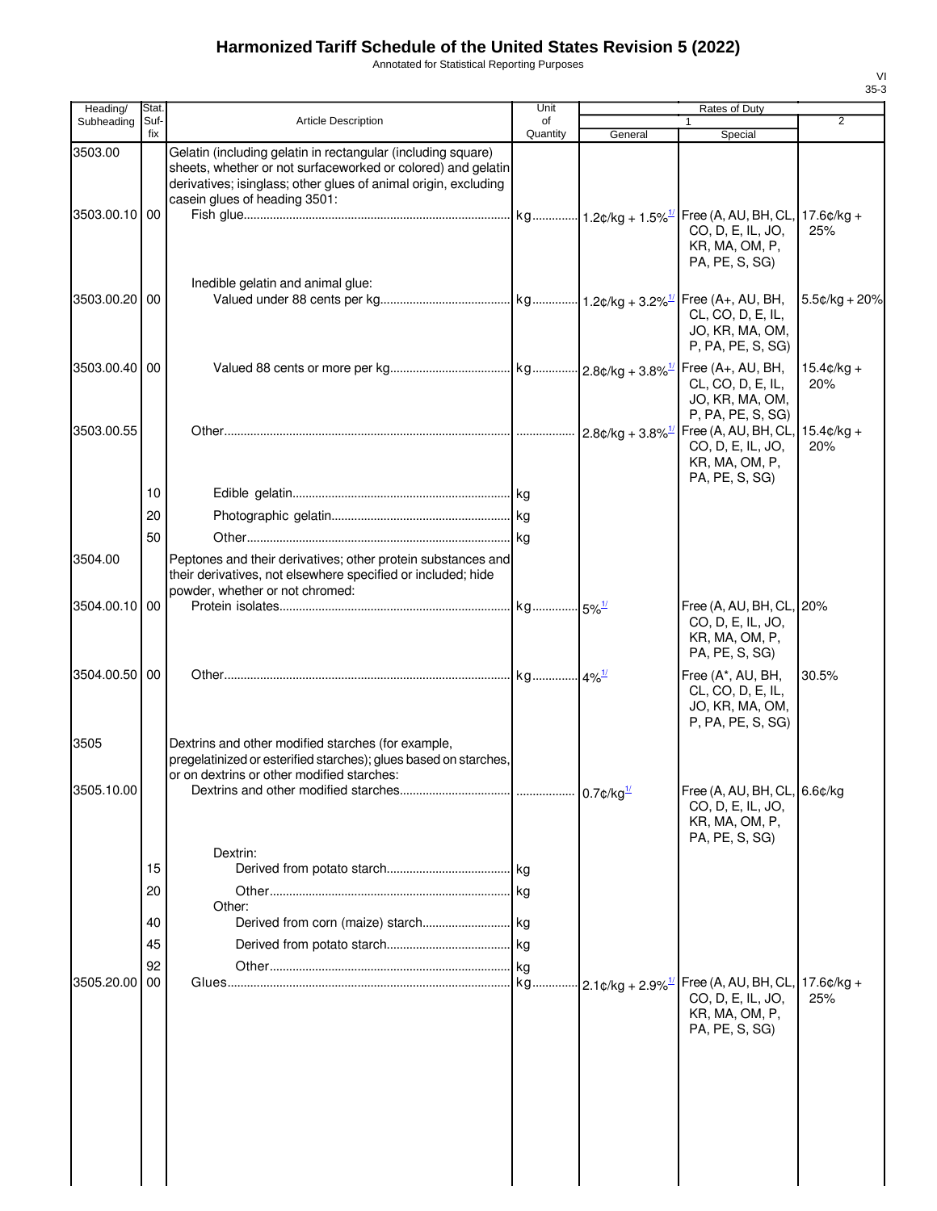# Harmonized Tariff Schedule of the United States Revision 5 (2022)

Annotated for Statistical Reporting Purposes

VI
35-3

| Heading/ Subheading | Stat. Suf- fix | Article Description | Unit of Quantity | Rates of Duty 1 General | Special | 2 |
|---|---|---|---|---|---|---|
| 3503.00 | | Gelatin (including gelatin in rectangular (including square) sheets, whether or not surfaceworked or colored) and gelatin derivatives; isinglass; other glues of animal origin, excluding casein glues of heading 3501: | | | | |
| 3503.00.10 | 00 | Fish glue | kg | 1.2¢/kg + 1.5%[1/] | Free (A, AU, BH, CL, CO, D, E, IL, JO, KR, MA, OM, P, PA, PE, S, SG) | 17.6¢/kg + 25% |
| | | Inedible gelatin and animal glue: | | | | |
| 3503.00.20 | 00 | Valued under 88 cents per kg | kg | 1.2¢/kg + 3.2%[1/] | Free (A+, AU, BH, CL, CO, D, E, IL, JO, KR, MA, OM, P, PA, PE, S, SG) | 5.5¢/kg + 20% |
| 3503.00.40 | 00 | Valued 88 cents or more per kg | kg | 2.8¢/kg + 3.8%[1/] | Free (A+, AU, BH, CL, CO, D, E, IL, JO, KR, MA, OM, P, PA, PE, S, SG) | 15.4¢/kg + 20% |
| 3503.00.55 | | Other | | 2.8¢/kg + 3.8%[1/] | Free (A, AU, BH, CL, CO, D, E, IL, JO, KR, MA, OM, P, PA, PE, S, SG) | 15.4¢/kg + 20% |
| | 10 | Edible gelatin | kg | | | |
| | 20 | Photographic gelatin | kg | | | |
| | 50 | Other | kg | | | |
| 3504.00 | | Peptones and their derivatives; other protein substances and their derivatives, not elsewhere specified or included; hide powder, whether or not chromed: | | | | |
| 3504.00.10 | 00 | Protein isolates | kg | 5%[1/] | Free (A, AU, BH, CL, CO, D, E, IL, JO, KR, MA, OM, P, PA, PE, S, SG) | 20% |
| 3504.00.50 | 00 | Other | kg | 4%[1/] | Free (A*, AU, BH, CL, CO, D, E, IL, JO, KR, MA, OM, P, PA, PE, S, SG) | 30.5% |
| 3505 | | Dextrins and other modified starches (for example, pregelatinized or esterified starches); glues based on starches, or on dextrins or other modified starches: | | | | |
| 3505.10.00 | | Dextrins and other modified starches | | 0.7¢/kg[1/] | Free (A, AU, BH, CL, CO, D, E, IL, JO, KR, MA, OM, P, PA, PE, S, SG) | 6.6¢/kg |
| | | Dextrin: | | | | |
| | 15 | Derived from potato starch | kg | | | |
| | 20 | Other | kg | | | |
| | | Other: | | | | |
| | 40 | Derived from corn (maize) starch | kg | | | |
| | 45 | Derived from potato starch | kg | | | |
| | 92 | Other | kg | | | |
| 3505.20.00 | 00 | Glues | kg | 2.1¢/kg + 2.9%[1/] | Free (A, AU, BH, CL, CO, D, E, IL, JO, KR, MA, OM, P, PA, PE, S, SG) | 17.6¢/kg + 25% |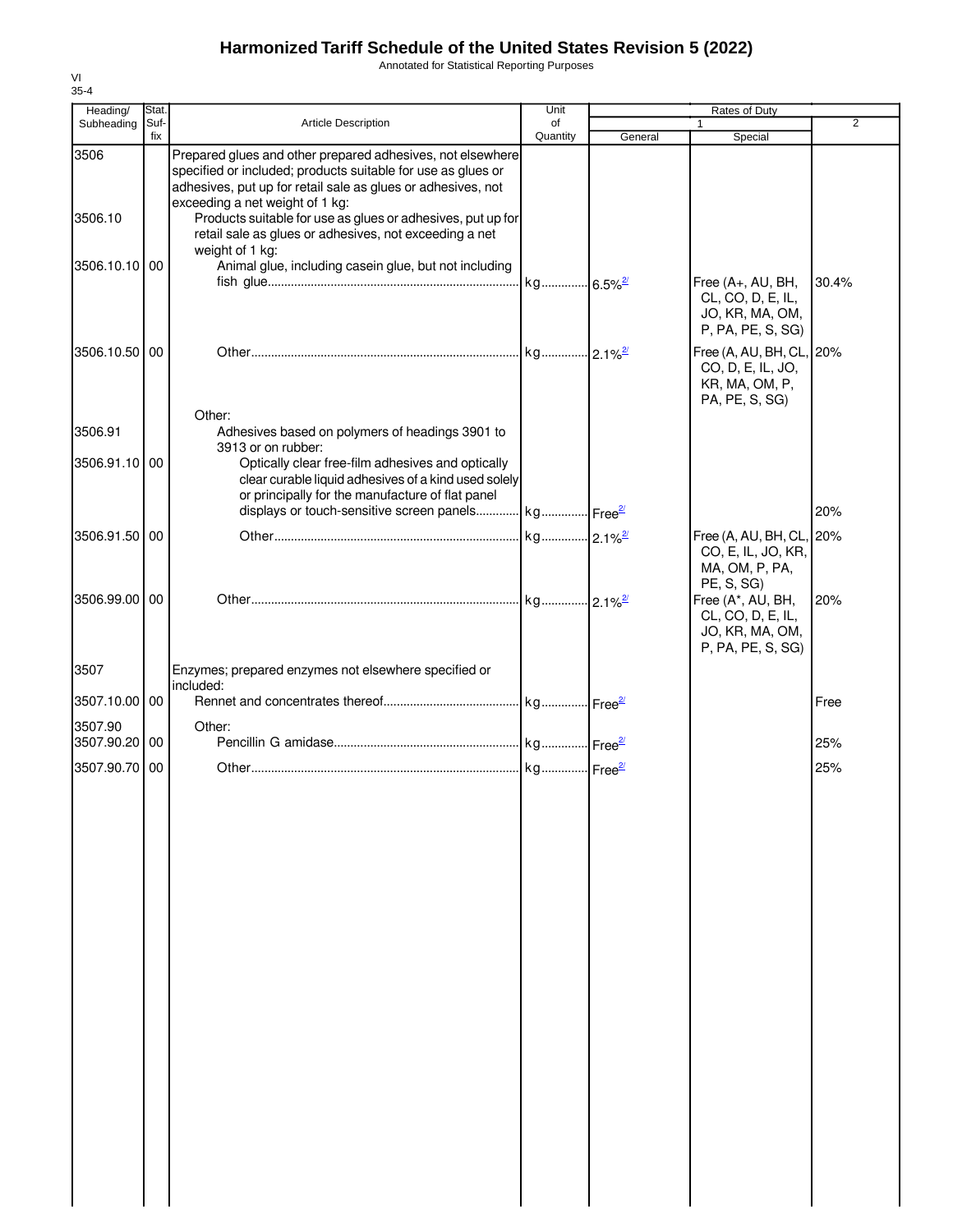# Harmonized Tariff Schedule of the United States Revision 5 (2022)

Annotated for Statistical Reporting Purposes

VI
35-4

| Heading/ Subheading | Stat. Suf- fix | Article Description | Unit of Quantity | Rates of Duty 1 General | Special | 2 |
|---|---|---|---|---|---|---|
| 3506 | | Prepared glues and other prepared adhesives, not elsewhere specified or included; products suitable for use as glues or adhesives, put up for retail sale as glues or adhesives, not exceeding a net weight of 1 kg: | | | | |
| 3506.10 | | Products suitable for use as glues or adhesives, put up for retail sale as glues or adhesives, not exceeding a net weight of 1 kg: | | | | |
| 3506.10.10 | 00 | Animal glue, including casein glue, but not including fish glue | kg | 6.5%[2/] | Free (A+, AU, BH, CL, CO, D, E, IL, JO, KR, MA, OM, P, PA, PE, S, SG) | 30.4% |
| 3506.10.50 | 00 | Other | kg | 2.1%[2/] | Free (A, AU, BH, CL, CO, D, E, IL, JO, KR, MA, OM, P, PA, PE, S, SG) | 20% |
| | | Other: | | | | |
| 3506.91 | | Adhesives based on polymers of headings 3901 to 3913 or on rubber: | | | | |
| 3506.91.10 | 00 | Optically clear free-film adhesives and optically clear curable liquid adhesives of a kind used solely or principally for the manufacture of flat panel displays or touch-sensitive screen panels | kg | Free[2/] | | 20% |
| 3506.91.50 | 00 | Other | kg | 2.1%[2/] | Free (A, AU, BH, CL, CO, E, IL, JO, KR, MA, OM, P, PA, PE, S, SG) | 20% |
| 3506.99.00 | 00 | Other | kg | 2.1%[2/] | Free (A*, AU, BH, CL, CO, D, E, IL, JO, KR, MA, OM, P, PA, PE, S, SG) | 20% |
| 3507 | | Enzymes; prepared enzymes not elsewhere specified or included: | | | | |
| 3507.10.00 | 00 | Rennet and concentrates thereof | kg | Free[2/] | | Free |
| 3507.90 | | Other: | | | | |
| 3507.90.20 | 00 | Pencillin G amidase | kg | Free[2/] | | 25% |
| 3507.90.70 | 00 | Other | kg | Free[2/] | | 25% |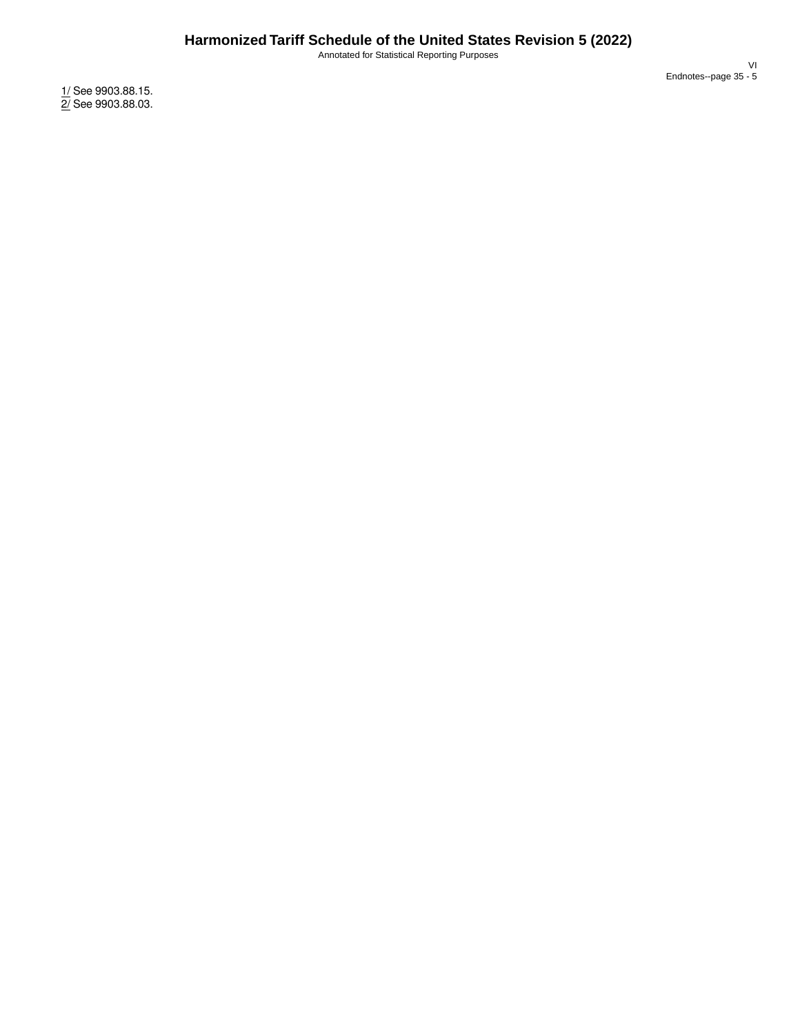1/ See 9903.88.15.
2/ See 9903.88.03.